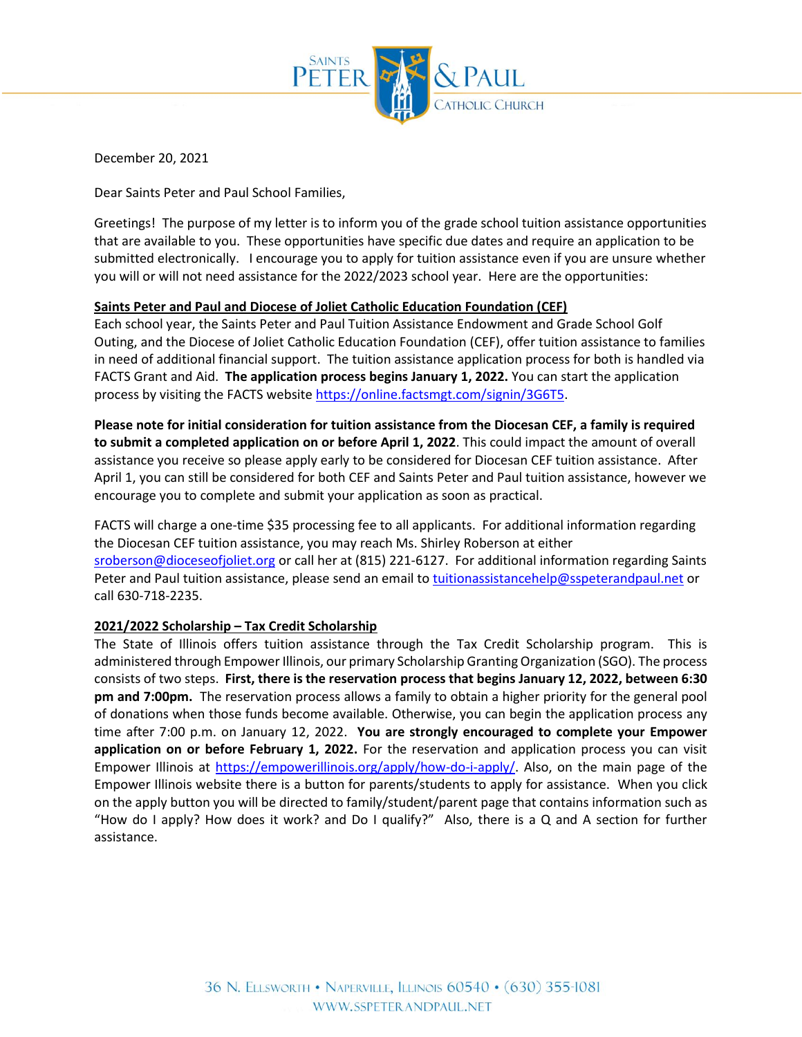December 20, 2021

Dear Saints Peter and Paul School Families,

Greetings! The purpose of my letter is to inform you of the grade school tuition assistance opportunities that are available to you. These opportunities have specific due dates and require an application to be submitted electronically. I encourage you to apply for tuition assistance even if you are unsure whether you will or will not need assistance for the 2022/2023 school year. Here are the opportunities:

**Saints Peter and Paul and Diocese of Joliet Catholic Education Foundation (CEF)**

Each school year, the Saints Peter and Paul Tuition Assistance Endowment and Grade School Golf Outing, and the Diocese of Joliet Catholic Education Foundation (CEF), offer tuition assistance to families in need of additional financial support. The tuition assistance application process for both is handled via FACTS Grant and Aid. **The application process begins January 1, 2022.** You can start the application process by visiting the FACTS website https://online.factsmgt.com/signin/3G6T5.

**Please note for initial consideration for tuition assistance from the Diocesan CEF, a family is required to submit a completed application on or before April 1, 2022**. This could impact the amount of overall assistance you receive so please apply early to be considered for Diocesan CEF tuition assistance. After April 1, you can still be considered for both CEF and Saints Peter and Paul tuition assistance, however we encourage you to complete and submit your application as soon as practical.

FACTS will charge a one-time $35 processing fee to all applicants. For additional information regarding the Diocesan CEF tuition assistance, you may reach Ms. Shirley Roberson at either sroberson@dioceseofjoliet.org or call her at (815) 221-6127. For additional information regarding Saints Peter and Paul tuition assistance, please send an email to tuitionassistancehelp@sspeterandpaul.net or call 630-718-2235.

**2021/2022 Scholarship – Tax Credit Scholarship**

The State of Illinois offers tuition assistance through the Tax Credit Scholarship program. This is administered through Empower Illinois, our primary Scholarship Granting Organization (SGO). The process consists of two steps. **First, there is the reservation process that begins January 12, 2022, between 6:30 pm and 7:00pm.** The reservation process allows a family to obtain a higher priority for the general pool of donations when those funds become available. Otherwise, you can begin the application process any time after 7:00 p.m. on January 12, 2022. **You are strongly encouraged to complete your Empower application on or before February 1, 2022.** For the reservation and application process you can visit Empower Illinois at https://empowerillinois.org/apply/how-do-i-apply/. Also, on the main page of the Empower Illinois website there is a button for parents/students to apply for assistance. When you click on the apply button you will be directed to family/student/parent page that contains information such as "How do I apply? How does it work? and Do I qualify?" Also, there is a Q and A section for further assistance.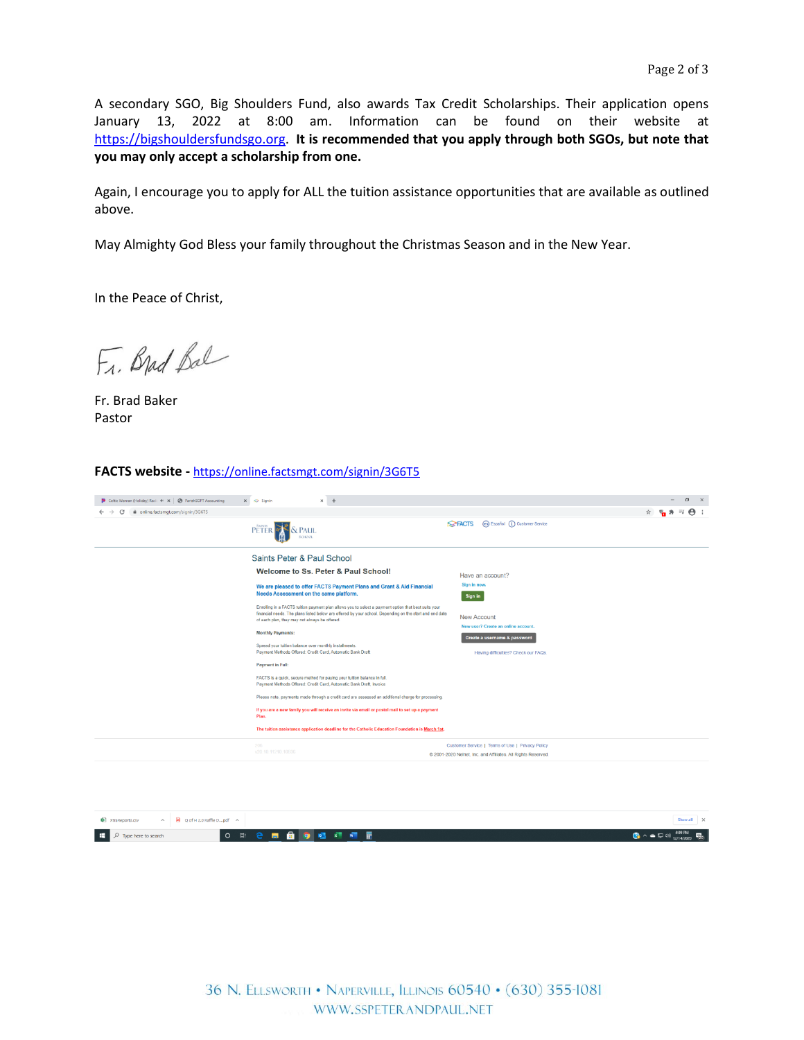A secondary SGO, Big Shoulders Fund, also awards Tax Credit Scholarships. Their application opens January 13, 2022 at 8:00 am. Information can be found on their website at https://bigshouldersfundsgo.org. **It is recommended that you apply through both SGOs, but note that you may only accept a scholarship from one.**

Again, I encourage you to apply for ALL the tuition assistance opportunities that are available as outlined above.

May Almighty God Bless your family throughout the Christmas Season and in the New Year.

In the Peace of Christ,

Fr. Brad Baker
Pastor

**FACTS website -** https://online.factsmgt.com/signin/3G6T5

Saints Peter & Paul School

**Welcome to Ss. Peter & Paul School!**

We are pleased to offer FACTS Payment Plans and Grant & Aid Financial Needs Assessment on the same platform.

Enrolling in a FACTS tuition payment plan allows you to select a payment option that best suits your financial needs. The plans listed below are offered by your school. Depending on the start and end date of each plan, they may not always be offered.

Monthly Payments:

Spread your tuition balance over monthly installments.
Payment Methods Offered: Credit Card, Automatic Bank Draft

Payment in Full:

FACTS is a quick, secure method for paying your tuition balance in full.
Payment Methods Offered: Credit Card, Automatic Bank Draft, Invoice

Please note, payments made through a credit card are assessed an additional charge for processing.

If you are a new family you will receive an invite via email or postal mail to set up a payment Plan.

The tuition assistance application deadline for the Catholic Education Foundation is March 1st.

Have an account?
Sign in now.
Sign in

New Account
New user? Create an online account.
Create a username & password
Having difficulties? Check our FAQs.

Customer Service | Terms of Use | Privacy Policy
© 2001-2020 Nelnet, Inc. and Affiliates. All Rights Reserved.

36 N. Ellsworth • Naperville, Illinois 60540 • (630) 355-1081
WWW.SSPETERANDPAUL.NET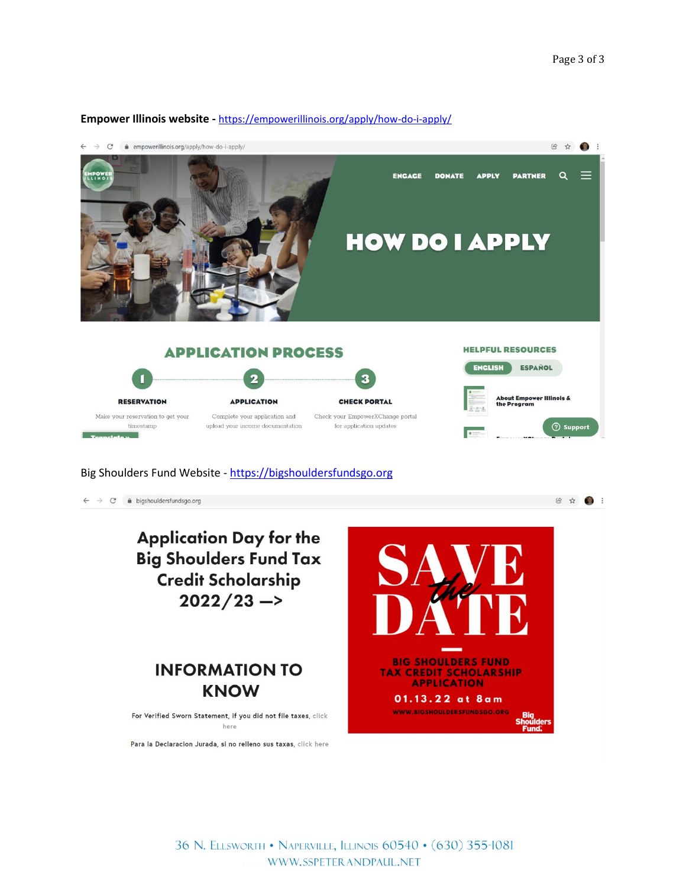**Empower Illinois website -** https://empowerillinois.org/apply/how-do-i-apply/

empowerillinois.org/apply/how-do-i-apply/

EMPOWER ILLINOIS

ENGAGE DONATE APPLY PARTNER

# HOW DO I APPLY

## APPLICATION PROCESS

1. **RESERVATION** — Make your reservation to get your timestamp
2. **APPLICATION** — Complete your application and upload your income documentation
3. **CHECK PORTAL** — Check your EmpowerXChange portal for application updates

**HELPFUL RESOURCES**

ENGLISH ESPAÑOL

About Empower Illinois & the Program

Support

Big Shoulders Fund Website - https://bigshouldersfundsgo.org

bigshouldersfundsgo.org

## Application Day for the Big Shoulders Fund Tax Credit Scholarship 2022/23 —>

## INFORMATION TO KNOW

For Verified Sworn Statement, if you did not file taxes, click here

Para la Declaracion Jurada, si no relleno sus taxas, click here

SAVE the DATE

BIG SHOULDERS FUND TAX CREDIT SCHOLARSHIP APPLICATION

01.13.22 at 8am

WWW.BIGSHOULDERSFUNDSGO.ORG

Big Shoulders Fund.

36 N. Ellsworth • Naperville, Illinois 60540 • (630) 355-1081
WWW.SSPETERANDPAUL.NET